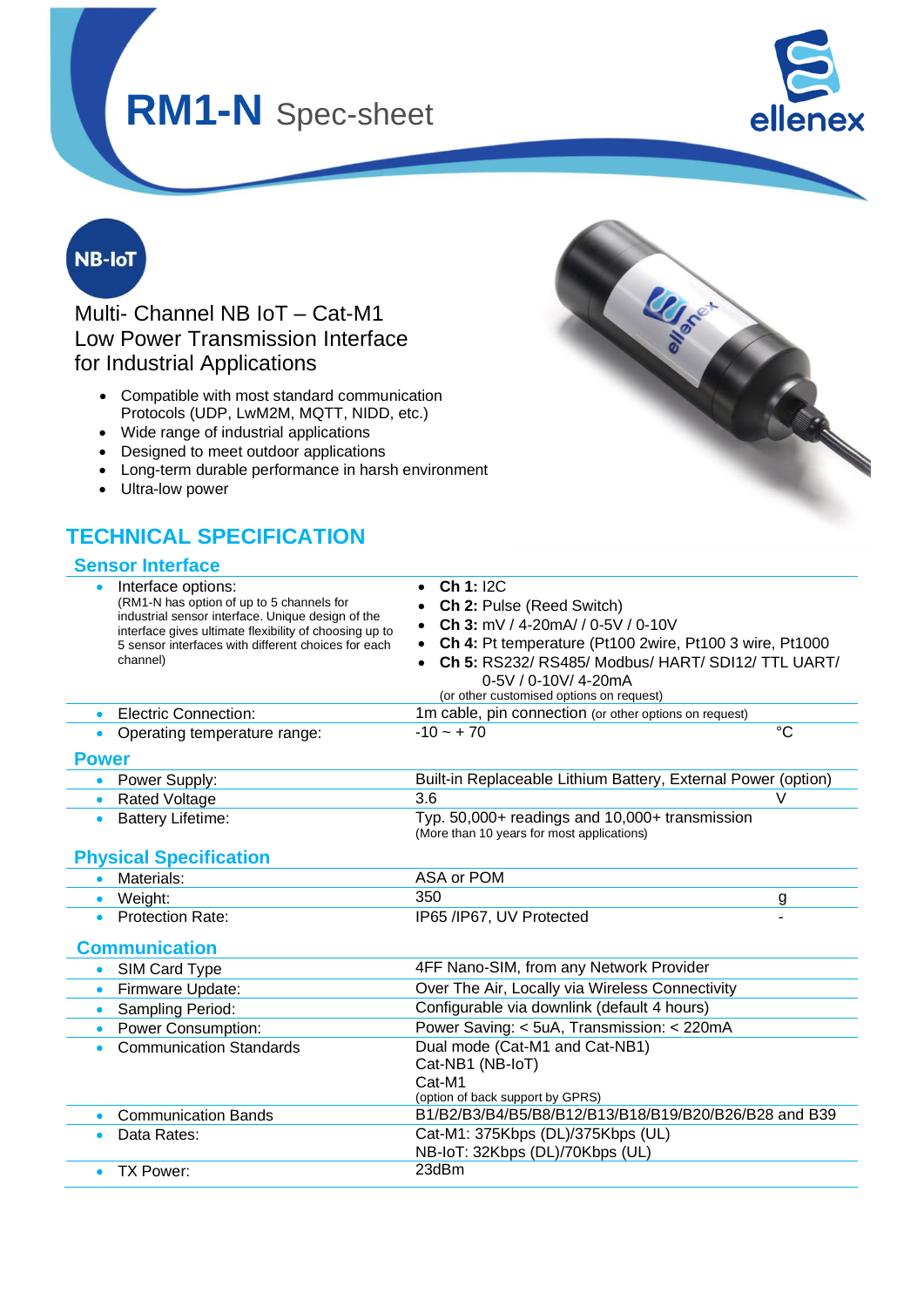# RM1-N Spec-sheet

NB-IoT

Multi- Channel NB IoT – Cat-M1
Low Power Transmission Interface
for Industrial Applications

- Compatible with most standard communication Protocols (UDP, LwM2M, MQTT, NIDD, etc.)
- Wide range of industrial applications
- Designed to meet outdoor applications
- Long-term durable performance in harsh environment
- Ultra-low power

## TECHNICAL SPECIFICATION

### Sensor Interface

| | | |
|---|---|---|
| • Interface options: (RM1-N has option of up to 5 channels for industrial sensor interface. Unique design of the interface gives ultimate flexibility of choosing up to 5 sensor interfaces with different choices for each channel) | • **Ch 1:** I2C<br>• **Ch 2:** Pulse (Reed Switch)<br>• **Ch 3:** mV / 4-20mA/ / 0-5V / 0-10V<br>• **Ch 4:** Pt temperature (Pt100 2wire, Pt100 3 wire, Pt1000<br>• **Ch 5:** RS232/ RS485/ Modbus/ HART/ SDI12/ TTL UART/ 0-5V / 0-10V/ 4-20mA<br>(or other customised options on request) | |
| • Electric Connection: | 1m cable, pin connection (or other options on request) | |
| • Operating temperature range: | -10 ~ + 70 | °C |

### Power

| | | |
|---|---|---|
| • Power Supply: | Built-in Replaceable Lithium Battery, External Power (option) | |
| • Rated Voltage | 3.6 | V |
| • Battery Lifetime: | Typ. 50,000+ readings and 10,000+ transmission (More than 10 years for most applications) | |

### Physical Specification

| | | |
|---|---|---|
| • Materials: | ASA or POM | |
| • Weight: | 350 | g |
| • Protection Rate: | IP65 /IP67, UV Protected | - |

### Communication

| | |
|---|---|
| • SIM Card Type | 4FF Nano-SIM, from any Network Provider |
| • Firmware Update: | Over The Air, Locally via Wireless Connectivity |
| • Sampling Period: | Configurable via downlink (default 4 hours) |
| • Power Consumption: | Power Saving: < 5uA, Transmission: < 220mA |
| • Communication Standards | Dual mode (Cat-M1 and Cat-NB1)<br>Cat-NB1 (NB-IoT)<br>Cat-M1<br>(option of back support by GPRS) |
| • Communication Bands | B1/B2/B3/B4/B5/B8/B12/B13/B18/B19/B20/B26/B28 and B39 |
| • Data Rates: | Cat-M1: 375Kbps (DL)/375Kbps (UL)<br>NB-IoT: 32Kbps (DL)/70Kbps (UL) |
| • TX Power: | 23dBm |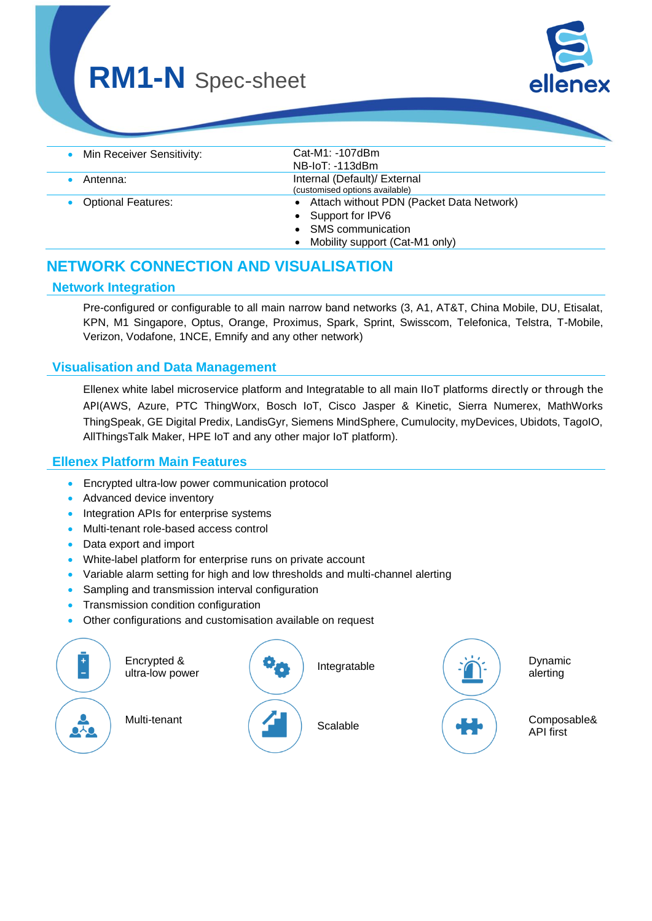# RM1-N Spec-sheet

| | |
|---|---|
| • Min Receiver Sensitivity: | Cat-M1: -107dBm<br>NB-IoT: -113dBm |
| • Antenna: | Internal (Default)/ External<br>(customised options available) |
| • Optional Features: | • Attach without PDN (Packet Data Network)<br>• Support for IPV6<br>• SMS communication<br>• Mobility support (Cat-M1 only) |

## NETWORK CONNECTION AND VISUALISATION

### Network Integration

Pre-configured or configurable to all main narrow band networks (3, A1, AT&T, China Mobile, DU, Etisalat, KPN, M1 Singapore, Optus, Orange, Proximus, Spark, Sprint, Swisscom, Telefonica, Telstra, T-Mobile, Verizon, Vodafone, 1NCE, Emnify and any other network)

### Visualisation and Data Management

Ellenex white label microservice platform and Integratable to all main IIoT platforms directly or through the API(AWS, Azure, PTC ThingWorx, Bosch IoT, Cisco Jasper & Kinetic, Sierra Numerex, MathWorks ThingSpeak, GE Digital Predix, LandisGyr, Siemens MindSphere, Cumulocity, myDevices, Ubidots, TagoIO, AllThingsTalk Maker, HPE IoT and any other major IoT platform).

### Ellenex Platform Main Features

- Encrypted ultra-low power communication protocol
- Advanced device inventory
- Integration APIs for enterprise systems
- Multi-tenant role-based access control
- Data export and import
- White-label platform for enterprise runs on private account
- Variable alarm setting for high and low thresholds and multi-channel alerting
- Sampling and transmission interval configuration
- Transmission condition configuration
- Other configurations and customisation available on request

Encrypted & ultra-low power

Integratable

Dynamic alerting

Multi-tenant

Scalable

Composable& API first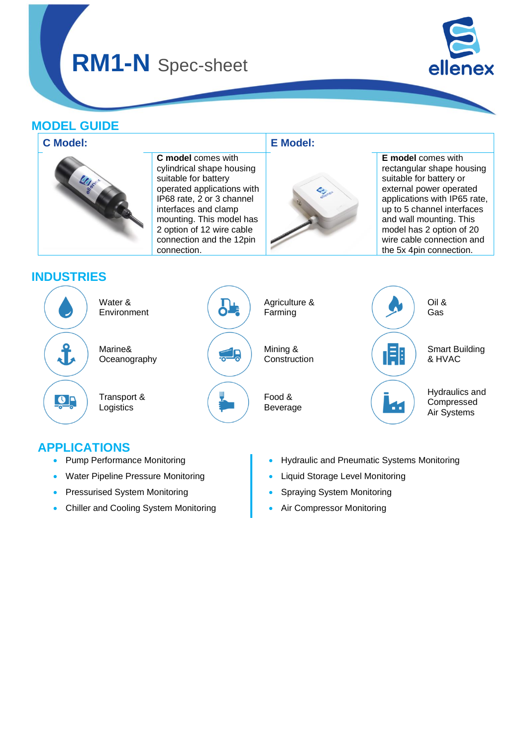# RM1-N Spec-sheet

## MODEL GUIDE

| C Model: | E Model: |
|---|---|
| **C model** comes with cylindrical shape housing suitable for battery operated applications with IP68 rate, 2 or 3 channel interfaces and clamp mounting. This model has 2 option of 12 wire cable connection and the 12pin connection. | **E model** comes with rectangular shape housing suitable for battery or external power operated applications with IP65 rate, up to 5 channel interfaces and wall mounting. This model has 2 option of 20 wire cable connection and the 5x 4pin connection. |

## INDUSTRIES

- Water & Environment
- Agriculture & Farming
- Oil & Gas
- Marine& Oceanography
- Mining & Construction
- Smart Building & HVAC
- Transport & Logistics
- Food & Beverage
- Hydraulics and Compressed Air Systems

## APPLICATIONS

- Pump Performance Monitoring
- Water Pipeline Pressure Monitoring
- Pressurised System Monitoring
- Chiller and Cooling System Monitoring
- Hydraulic and Pneumatic Systems Monitoring
- Liquid Storage Level Monitoring
- Spraying System Monitoring
- Air Compressor Monitoring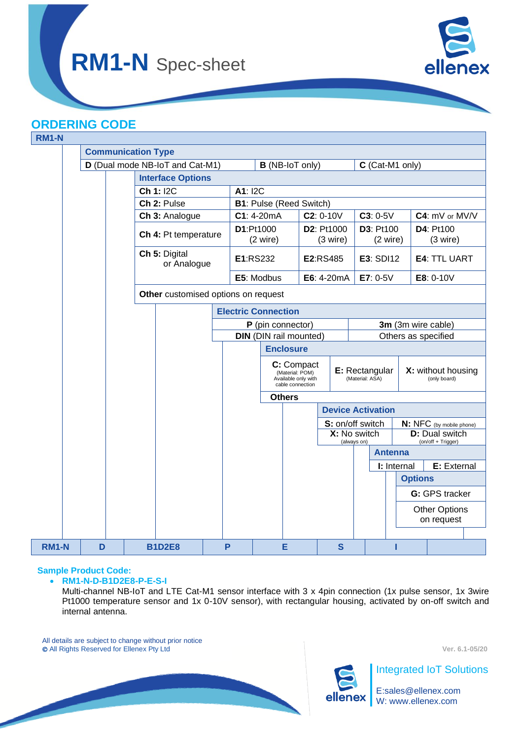# RM1-N Spec-sheet

## ORDERING CODE

**RM1-N**

**Communication Type**

| | | |
|---|---|---|
| **D** (Dual mode NB-IoT and Cat-M1) | **B** (NB-IoT only) | **C** (Cat-M1 only) |

**Interface Options**

| | | | | |
|---|---|---|---|---|
| **Ch 1:** I2C | **A1**: I2C | | | |
| **Ch 2:** Pulse | **B1**: Pulse (Reed Switch) | | | |
| **Ch 3:** Analogue | **C1**: 4-20mA | **C2**: 0-10V | **C3**: 0-5V | **C4**: mV or MV/V |
| **Ch 4:** Pt temperature | **D1**:Pt1000 (2 wire) | **D2**: Pt1000 (3 wire) | **D3**: Pt100 (2 wire) | **D4**: Pt100 (3 wire) |
| **Ch 5:** Digital or Analogue | **E1**:RS232 | **E2**:RS485 | **E3**: SDI12 | **E4**: TTL UART |
| | **E5**: Modbus | **E6**: 4-20mA | **E7**: 0-5V | **E8**: 0-10V |

**Other** customised options on request

**Electric Connection**

| | |
|---|---|
| **P** (pin connector) | **3m** (3m wire cable) |
| **DIN** (DIN rail mounted) | Others as specified |

**Enclosure**

| | | |
|---|---|---|
| **C:** Compact (Material: POM) Available only with cable connection | **E:** Rectangular (Material: ASA) | **X:** without housing (only board) |

**Others**

**Device Activation**

| | |
|---|---|
| **S:** on/off switch | **N:** NFC (by mobile phone) |
| **X:** No switch (always on) | **D:** Dual switch (on/off + Trigger) |

**Antenna**

| | |
|---|---|
| **I:** Internal | **E:** External |

**Options**

- **G:** GPS tracker
- Other Options on request

| RM1-N | D | B1D2E8 | P | E | S | I | |
|---|---|---|---|---|---|---|---|

**Sample Product Code:**

- **RM1-N-D-B1D2E8-P-E-S-I**
  Multi-channel NB-IoT and LTE Cat-M1 sensor interface with 3 x 4pin connection (1x pulse sensor, 1x 3wire Pt1000 temperature sensor and 1x 0-10V sensor), with rectangular housing, activated by on-off switch and internal antenna.

All details are subject to change without prior notice
© All Rights Reserved for Ellenex Pty Ltd

Ver. 6.1-05/20

Integrated IoT Solutions
E:sales@ellenex.com
W: www.ellenex.com